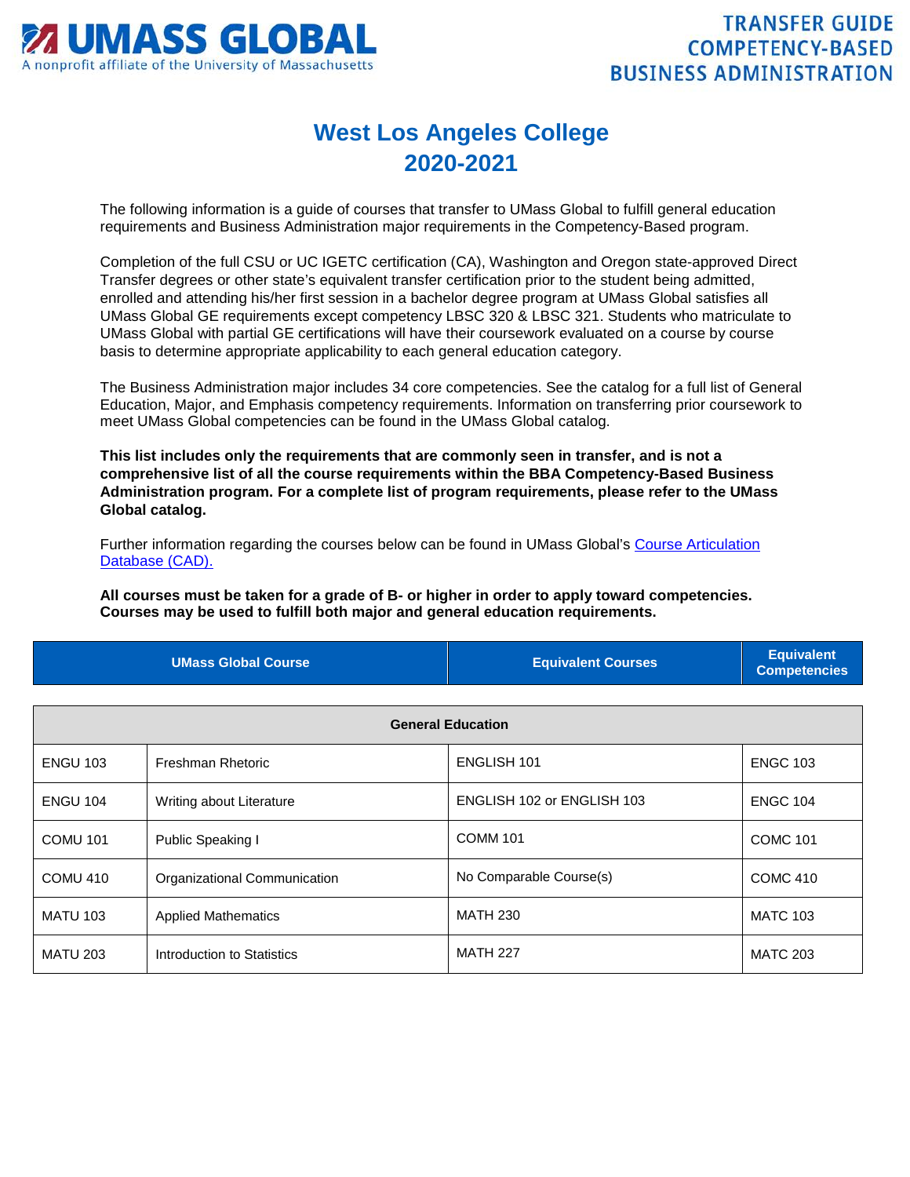UMASS GLOBAL
A nonprofit affiliate of the University of Massachusetts

TRANSFER GUIDE
COMPETENCY-BASED
BUSINESS ADMINISTRATION

# West Los Angeles College
# 2020-2021

The following information is a guide of courses that transfer to UMass Global to fulfill general education requirements and Business Administration major requirements in the Competency-Based program.

Completion of the full CSU or UC IGETC certification (CA), Washington and Oregon state-approved Direct Transfer degrees or other state's equivalent transfer certification prior to the student being admitted, enrolled and attending his/her first session in a bachelor degree program at UMass Global satisfies all UMass Global GE requirements except competency LBSC 320 & LBSC 321. Students who matriculate to UMass Global with partial GE certifications will have their coursework evaluated on a course by course basis to determine appropriate applicability to each general education category.

The Business Administration major includes 34 core competencies. See the catalog for a full list of General Education, Major, and Emphasis competency requirements. Information on transferring prior coursework to meet UMass Global competencies can be found in the UMass Global catalog.

**This list includes only the requirements that are commonly seen in transfer, and is not a comprehensive list of all the course requirements within the BBA Competency-Based Business Administration program. For a complete list of program requirements, please refer to the UMass Global catalog.**

Further information regarding the courses below can be found in UMass Global's Course Articulation Database (CAD).

**All courses must be taken for a grade of B- or higher in order to apply toward competencies. Courses may be used to fulfill both major and general education requirements.**

| UMass Global Course | | Equivalent Courses | Equivalent Competencies |
|---|---|---|---|
| **General Education** | | | |
| ENGU 103 | Freshman Rhetoric | ENGLISH 101 | ENGC 103 |
| ENGU 104 | Writing about Literature | ENGLISH 102 or ENGLISH 103 | ENGC 104 |
| COMU 101 | Public Speaking I | COMM 101 | COMC 101 |
| COMU 410 | Organizational Communication | No Comparable Course(s) | COMC 410 |
| MATU 103 | Applied Mathematics | MATH 230 | MATC 103 |
| MATU 203 | Introduction to Statistics | MATH 227 | MATC 203 |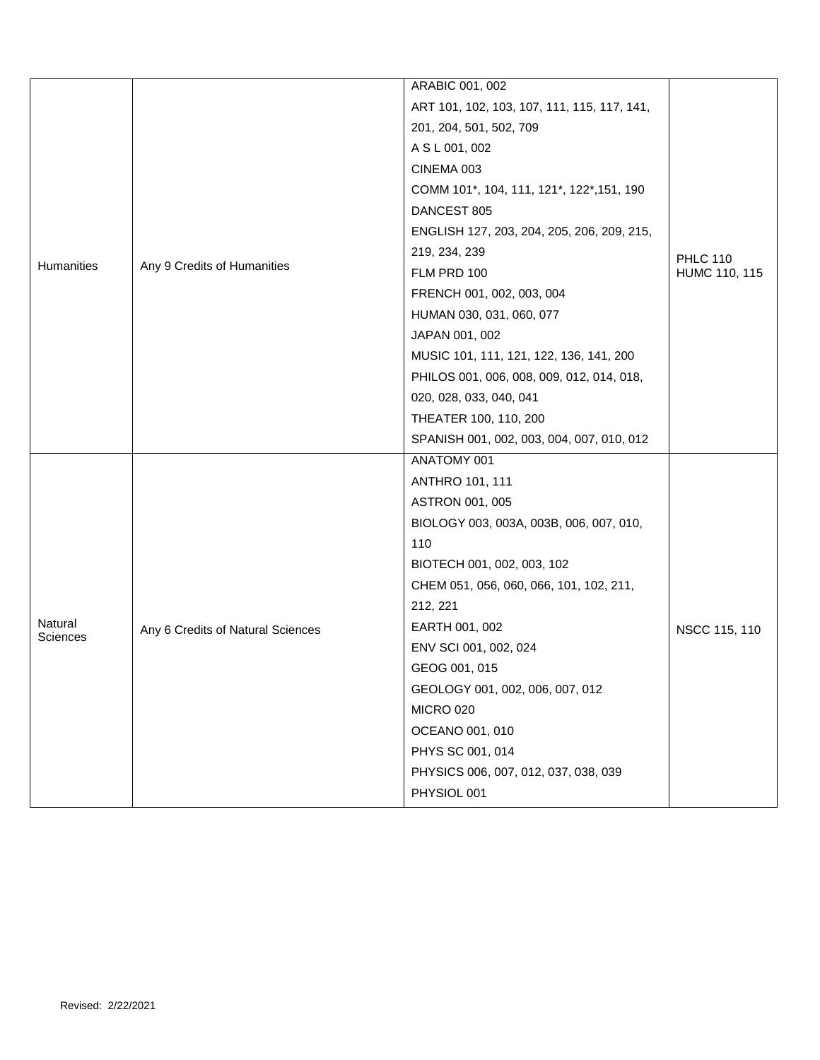| | | | |
|---|---|---|---|
| Humanities | Any 9 Credits of Humanities | ARABIC 001, 002<br>ART 101, 102, 103, 107, 111, 115, 117, 141, 201, 204, 501, 502, 709<br>A S L 001, 002<br>CINEMA 003<br>COMM 101*, 104, 111, 121*, 122*,151, 190<br>DANCEST 805<br>ENGLISH 127, 203, 204, 205, 206, 209, 215, 219, 234, 239<br>FLM PRD 100<br>FRENCH 001, 002, 003, 004<br>HUMAN 030, 031, 060, 077<br>JAPAN 001, 002<br>MUSIC 101, 111, 121, 122, 136, 141, 200<br>PHILOS 001, 006, 008, 009, 012, 014, 018, 020, 028, 033, 040, 041<br>THEATER 100, 110, 200<br>SPANISH 001, 002, 003, 004, 007, 010, 012 | PHLC 110<br>HUMC 110, 115 |
| Natural Sciences | Any 6 Credits of Natural Sciences | ANATOMY 001<br>ANTHRO 101, 111<br>ASTRON 001, 005<br>BIOLOGY 003, 003A, 003B, 006, 007, 010, 110<br>BIOTECH 001, 002, 003, 102<br>CHEM 051, 056, 060, 066, 101, 102, 211, 212, 221<br>EARTH 001, 002<br>ENV SCI 001, 002, 024<br>GEOG 001, 015<br>GEOLOGY 001, 002, 006, 007, 012<br>MICRO 020<br>OCEANO 001, 010<br>PHYS SC 001, 014<br>PHYSICS 006, 007, 012, 037, 038, 039<br>PHYSIOL 001 | NSCC 115, 110 |

Revised: 2/22/2021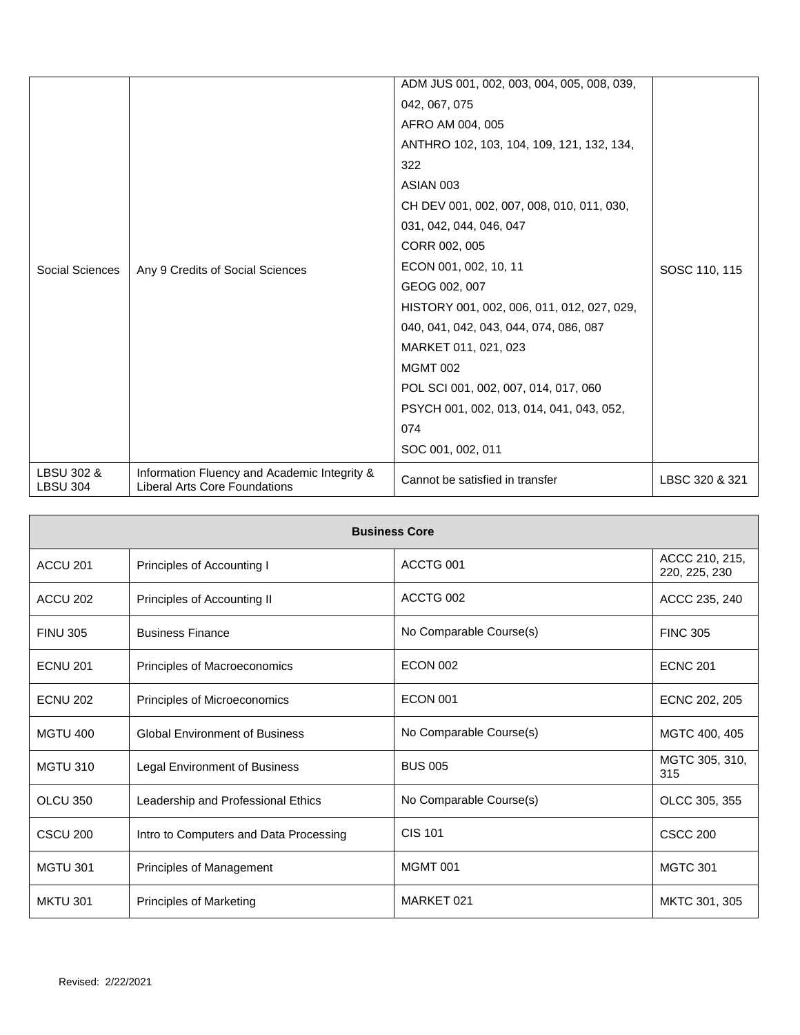| | | | |
|---|---|---|---|
| Social Sciences | Any 9 Credits of Social Sciences | ADM JUS 001, 002, 003, 004, 005, 008, 039, 042, 067, 075<br>AFRO AM 004, 005<br>ANTHRO 102, 103, 104, 109, 121, 132, 134, 322<br>ASIAN 003<br>CH DEV 001, 002, 007, 008, 010, 011, 030, 031, 042, 044, 046, 047<br>CORR 002, 005<br>ECON 001, 002, 10, 11<br>GEOG 002, 007<br>HISTORY 001, 002, 006, 011, 012, 027, 029, 040, 041, 042, 043, 044, 074, 086, 087<br>MARKET 011, 021, 023<br>MGMT 002<br>POL SCI 001, 002, 007, 014, 017, 060<br>PSYCH 001, 002, 013, 014, 041, 043, 052, 074<br>SOC 001, 002, 011 | SOSC 110, 115 |
| LBSU 302 & LBSU 304 | Information Fluency and Academic Integrity & Liberal Arts Core Foundations | Cannot be satisfied in transfer | LBSC 320 & 321 |

| **Business Core** | | | |
|---|---|---|---|
| ACCU 201 | Principles of Accounting I | ACCTG 001 | ACCC 210, 215, 220, 225, 230 |
| ACCU 202 | Principles of Accounting II | ACCTG 002 | ACCC 235, 240 |
| FINU 305 | Business Finance | No Comparable Course(s) | FINC 305 |
| ECNU 201 | Principles of Macroeconomics | ECON 002 | ECNC 201 |
| ECNU 202 | Principles of Microeconomics | ECON 001 | ECNC 202, 205 |
| MGTU 400 | Global Environment of Business | No Comparable Course(s) | MGTC 400, 405 |
| MGTU 310 | Legal Environment of Business | BUS 005 | MGTC 305, 310, 315 |
| OLCU 350 | Leadership and Professional Ethics | No Comparable Course(s) | OLCC 305, 355 |
| CSCU 200 | Intro to Computers and Data Processing | CIS 101 | CSCC 200 |
| MGTU 301 | Principles of Management | MGMT 001 | MGTC 301 |
| MKTU 301 | Principles of Marketing | MARKET 021 | MKTC 301, 305 |

Revised: 2/22/2021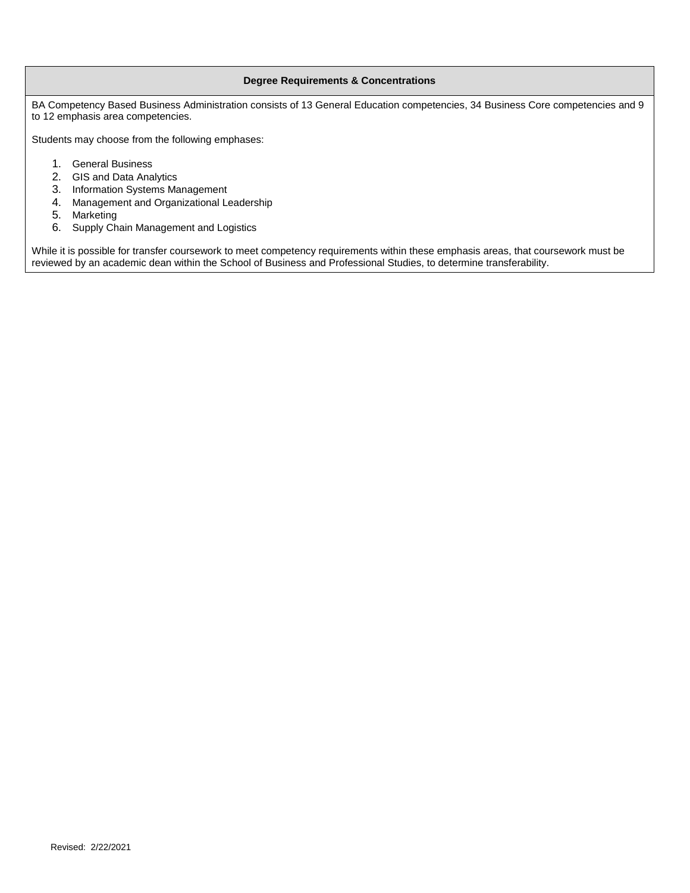## Degree Requirements & Concentrations

BA Competency Based Business Administration consists of 13 General Education competencies, 34 Business Core competencies and 9 to 12 emphasis area competencies.

Students may choose from the following emphases:

1. General Business
2. GIS and Data Analytics
3. Information Systems Management
4. Management and Organizational Leadership
5. Marketing
6. Supply Chain Management and Logistics

While it is possible for transfer coursework to meet competency requirements within these emphasis areas, that coursework must be reviewed by an academic dean within the School of Business and Professional Studies, to determine transferability.

Revised: 2/22/2021